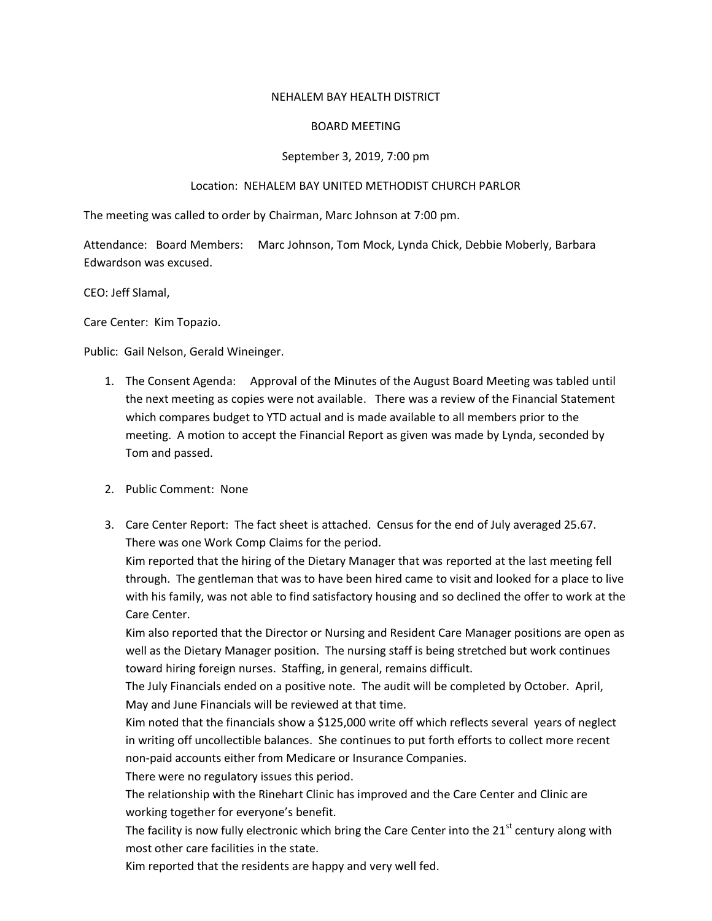NEHALEM BAY HEALTH DISTRICT

BOARD MEETING

September 3, 2019, 7:00 pm

Location: NEHALEM BAY UNITED METHODIST CHURCH PARLOR

The meeting was called to order by Chairman, Marc Johnson at 7:00 pm.

Attendance: Board Members: Marc Johnson, Tom Mock, Lynda Chick, Debbie Moberly, Barbara Edwardson was excused.

CEO: Jeff Slamal,

Care Center: Kim Topazio.

Public: Gail Nelson, Gerald Wineinger.

1. The Consent Agenda: Approval of the Minutes of the August Board Meeting was tabled until the next meeting as copies were not available. There was a review of the Financial Statement which compares budget to YTD actual and is made available to all members prior to the meeting. A motion to accept the Financial Report as given was made by Lynda, seconded by Tom and passed.

2. Public Comment: None

3. Care Center Report: The fact sheet is attached. Census for the end of July averaged 25.67. There was one Work Comp Claims for the period.
   Kim reported that the hiring of the Dietary Manager that was reported at the last meeting fell through. The gentleman that was to have been hired came to visit and looked for a place to live with his family, was not able to find satisfactory housing and so declined the offer to work at the Care Center.
   Kim also reported that the Director or Nursing and Resident Care Manager positions are open as well as the Dietary Manager position. The nursing staff is being stretched but work continues toward hiring foreign nurses. Staffing, in general, remains difficult.
   The July Financials ended on a positive note. The audit will be completed by October. April, May and June Financials will be reviewed at that time.
   Kim noted that the financials show a $125,000 write off which reflects several years of neglect in writing off uncollectible balances. She continues to put forth efforts to collect more recent non-paid accounts either from Medicare or Insurance Companies.
   There were no regulatory issues this period.
   The relationship with the Rinehart Clinic has improved and the Care Center and Clinic are working together for everyone's benefit.
   The facility is now fully electronic which bring the Care Center into the 21st century along with most other care facilities in the state.
   Kim reported that the residents are happy and very well fed.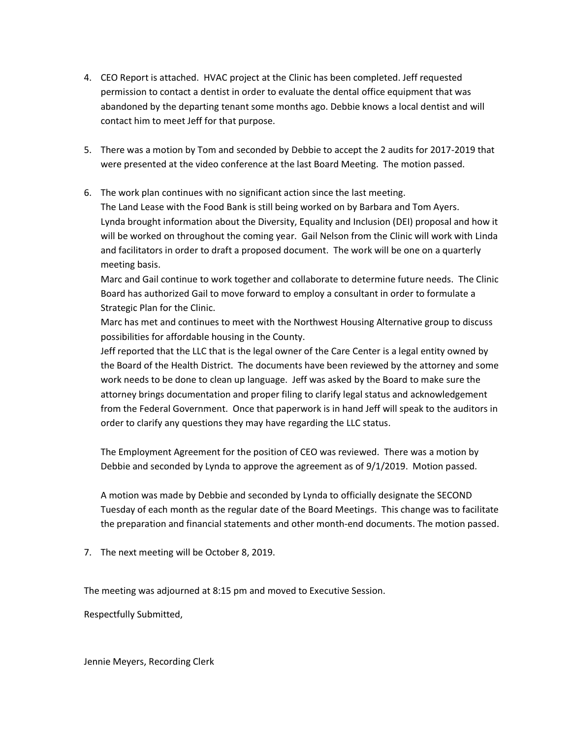4. CEO Report is attached. HVAC project at the Clinic has been completed. Jeff requested permission to contact a dentist in order to evaluate the dental office equipment that was abandoned by the departing tenant some months ago. Debbie knows a local dentist and will contact him to meet Jeff for that purpose.

5. There was a motion by Tom and seconded by Debbie to accept the 2 audits for 2017-2019 that were presented at the video conference at the last Board Meeting. The motion passed.

6. The work plan continues with no significant action since the last meeting.
   The Land Lease with the Food Bank is still being worked on by Barbara and Tom Ayers.
   Lynda brought information about the Diversity, Equality and Inclusion (DEI) proposal and how it will be worked on throughout the coming year. Gail Nelson from the Clinic will work with Linda and facilitators in order to draft a proposed document. The work will be one on a quarterly meeting basis.
   Marc and Gail continue to work together and collaborate to determine future needs. The Clinic Board has authorized Gail to move forward to employ a consultant in order to formulate a Strategic Plan for the Clinic.
   Marc has met and continues to meet with the Northwest Housing Alternative group to discuss possibilities for affordable housing in the County.
   Jeff reported that the LLC that is the legal owner of the Care Center is a legal entity owned by the Board of the Health District. The documents have been reviewed by the attorney and some work needs to be done to clean up language. Jeff was asked by the Board to make sure the attorney brings documentation and proper filing to clarify legal status and acknowledgement from the Federal Government. Once that paperwork is in hand Jeff will speak to the auditors in order to clarify any questions they may have regarding the LLC status.

   The Employment Agreement for the position of CEO was reviewed. There was a motion by Debbie and seconded by Lynda to approve the agreement as of 9/1/2019. Motion passed.

   A motion was made by Debbie and seconded by Lynda to officially designate the SECOND Tuesday of each month as the regular date of the Board Meetings. This change was to facilitate the preparation and financial statements and other month-end documents. The motion passed.

7. The next meeting will be October 8, 2019.

The meeting was adjourned at 8:15 pm and moved to Executive Session.

Respectfully Submitted,

Jennie Meyers, Recording Clerk